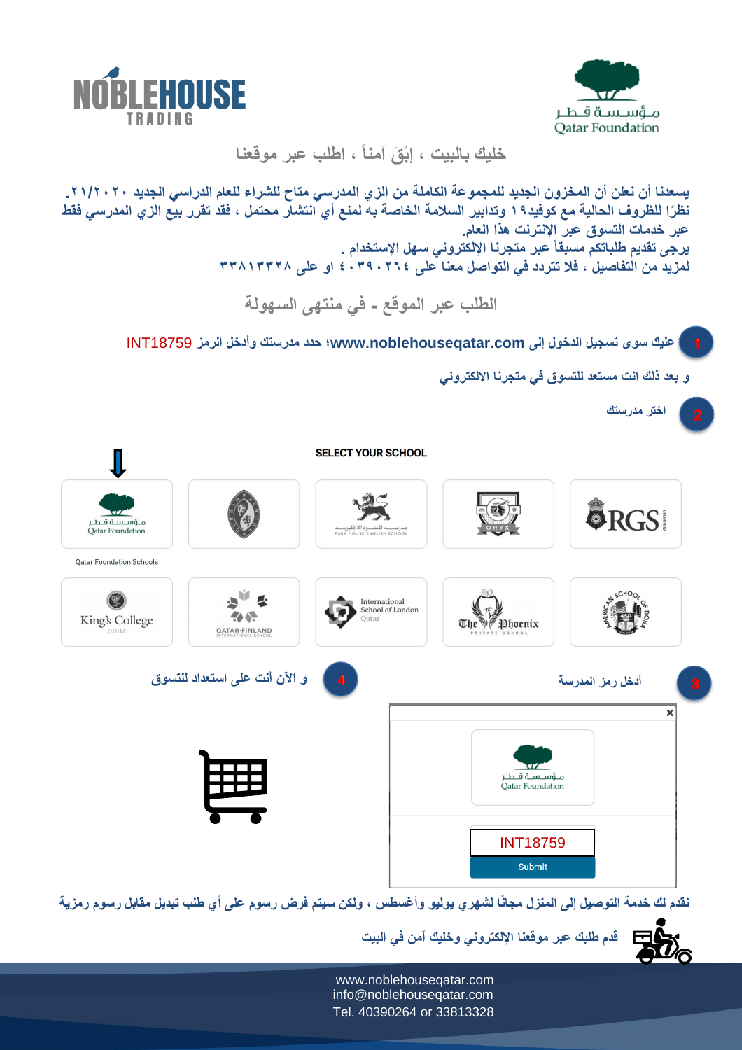NOBLEHOUSE TRADING

مؤسسة قطر
Qatar Foundation

## خليك بالبيت ، إبْقَ آمناً ، اطلب عبر موقعنا

**يسعدنا أن نعلن أن المخزون الجديد للمجموعة الكاملة من الزي المدرسي متاح للشراء للعام الدراسي الجديد ٢٠٢٠/٢١.**
**نظرًا للظروف الحالية مع كوفيد١٩ وتدابير السلامة الخاصة به لمنع أي انتشار محتمل ، فقد تقرر بيع الزي المدرسي فقط عبر خدمات التسوق عبر الإنترنت هذا العام.**
**يرجى تقديم طلباتكم مسبقاً عبر متجرنا الإلكتروني سهل الإستخدام .**
**لمزيد من التفاصيل ، فلا تتردد في التواصل معنا على ٤٠٣٩٠٢٦٤ او على ٣٣٨١٣٣٢٨**

## الطلب عبر الموقع - في منتهى السهولة

1. عليك سوى تسجيل الدخول إلى **www.noblehouseqatar.com**؛ حدد مدرستك وأدخل الرمز INT18759

و بعد ذلك انت مستعد للتسوق في متجرنا الالكتروني

2. اختر مدرستك

**SELECT YOUR SCHOOL**

Qatar Foundation Schools | PARK HOUSE ENGLISH SCHOOL | ORYX | RGS GUILDFORD | King's College DOHA | QATAR-FINLAND INTERNATIONAL SCHOOL | International School of London Qatar | The Phoenix Private School | American School of Doha

3. أدخل رمز المدرسة

INT18759

Submit

4. و الآن أنت على استعداد للتسوق

نقدم لك خدمة التوصيل إلى المنزل مجانًا لشهري يوليو وأغسطس ، ولكن سيتم فرض رسوم على أي طلب تبديل مقابل رسوم رمزية

قدم طلبك عبر موقعنا الإلكتروني وخليك آمن في البيت

www.noblehouseqatar.com
info@noblehouseqatar.com
Tel. 40390264 or 33813328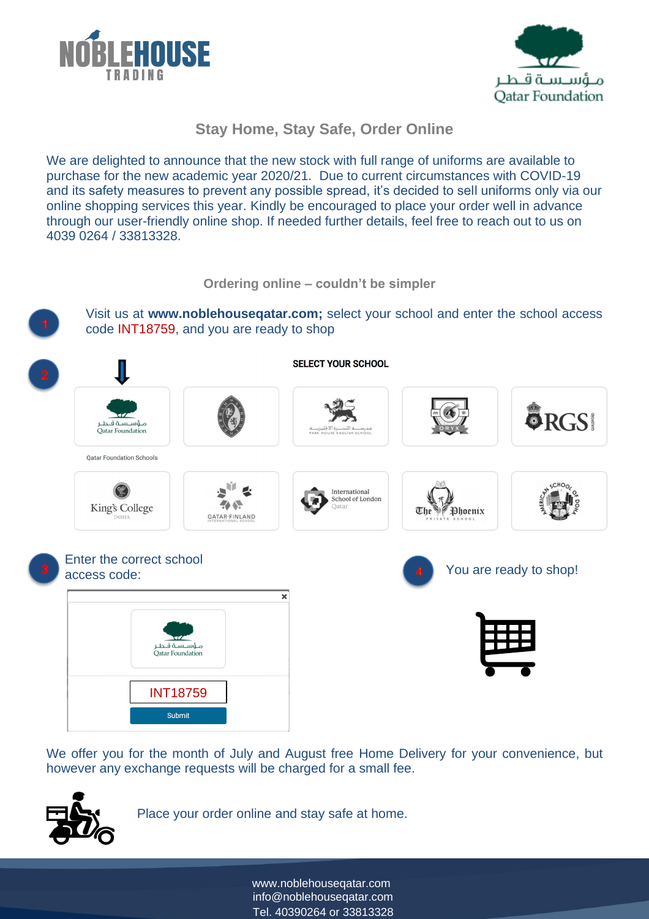NOBLEHOUSE TRADING

مـؤسـسـة قـطـر
Qatar Foundation

## Stay Home, Stay Safe, Order Online

We are delighted to announce that the new stock with full range of uniforms are available to purchase for the new academic year 2020/21. Due to current circumstances with COVID-19 and its safety measures to prevent any possible spread, it's decided to sell uniforms only via our online shopping services this year. Kindly be encouraged to place your order well in advance through our user-friendly online shop. If needed further details, feel free to reach out to us on 4039 0264 / 33813328.

### Ordering online – couldn't be simpler

1. Visit us at **www.noblehouseqatar.com;** select your school and enter the school access code INT18759, and you are ready to shop

2. SELECT YOUR SCHOOL

   Qatar Foundation Schools

3. Enter the correct school access code:

   INT18759

   Submit

4. You are ready to shop!

We offer you for the month of July and August free Home Delivery for your convenience, but however any exchange requests will be charged for a small fee.

Place your order online and stay safe at home.

www.noblehouseqatar.com
info@noblehouseqatar.com
Tel. 40390264 or 33813328